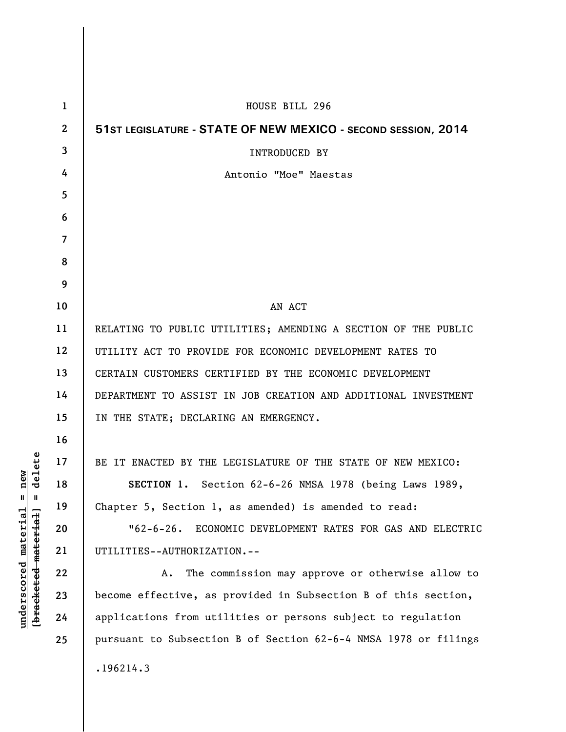HOUSE BILL 296

**51ST LEGISLATURE - STATE OF NEW MEXICO - SECOND SESSION, 2014**

INTRODUCED BY

Antonio "Moe" Maestas

AN ACT

RELATING TO PUBLIC UTILITIES; AMENDING A SECTION OF THE PUBLIC UTILITY ACT TO PROVIDE FOR ECONOMIC DEVELOPMENT RATES TO CERTAIN CUSTOMERS CERTIFIED BY THE ECONOMIC DEVELOPMENT DEPARTMENT TO ASSIST IN JOB CREATION AND ADDITIONAL INVESTMENT IN THE STATE; DECLARING AN EMERGENCY.

BE IT ENACTED BY THE LEGISLATURE OF THE STATE OF NEW MEXICO:

**SECTION 1.** Section 62-6-26 NMSA 1978 (being Laws 1989, Chapter 5, Section 1, as amended) is amended to read:

"62-6-26. ECONOMIC DEVELOPMENT RATES FOR GAS AND ELECTRIC UTILITIES--AUTHORIZATION.--

A. The commission may approve or otherwise allow to become effective, as provided in Subsection B of this section, applications from utilities or persons subject to regulation pursuant to Subsection B of Section 62-6-4 NMSA 1978 or filings

.196214.3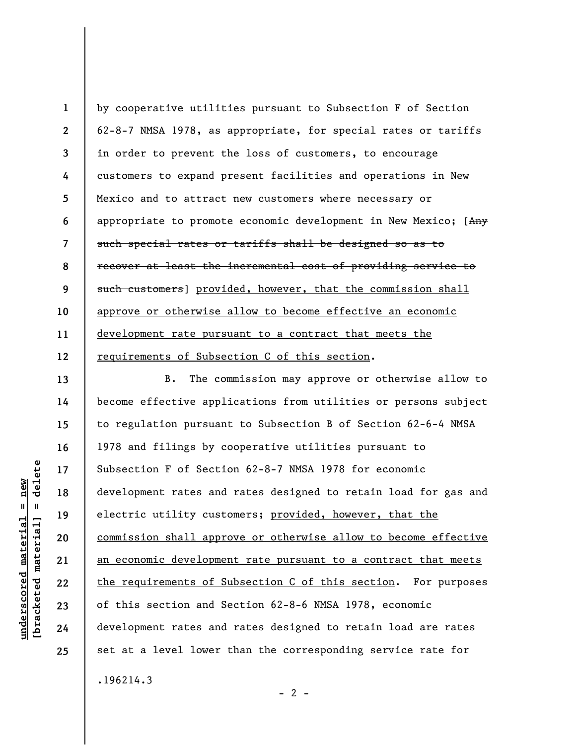by cooperative utilities pursuant to Subsection F of Section 62-8-7 NMSA 1978, as appropriate, for special rates or tariffs in order to prevent the loss of customers, to encourage customers to expand present facilities and operations in New Mexico and to attract new customers where necessary or appropriate to promote economic development in New Mexico; [~~Any such special rates or tariffs shall be designed so as to recover at least the incremental cost of providing service to such customers~~] <u>provided, however, that the commission shall approve or otherwise allow to become effective an economic development rate pursuant to a contract that meets the requirements of Subsection C of this section</u>.

B. The commission may approve or otherwise allow to become effective applications from utilities or persons subject to regulation pursuant to Subsection B of Section 62-6-4 NMSA 1978 and filings by cooperative utilities pursuant to Subsection F of Section 62-8-7 NMSA 1978 for economic development rates and rates designed to retain load for gas and electric utility customers; <u>provided, however, that the commission shall approve or otherwise allow to become effective an economic development rate pursuant to a contract that meets the requirements of Subsection C of this section</u>. For purposes of this section and Section 62-8-6 NMSA 1978, economic development rates and rates designed to retain load are rates set at a level lower than the corresponding service rate for

.196214.3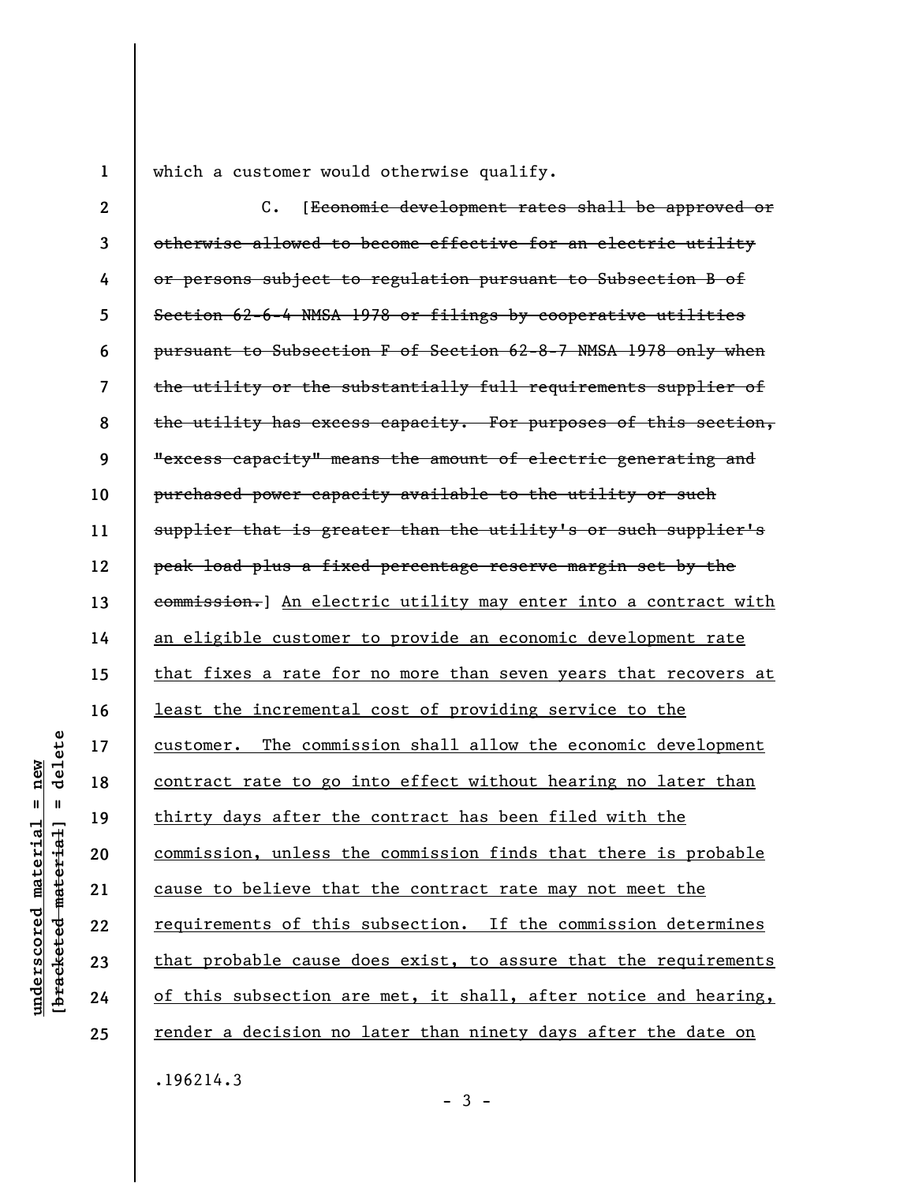which a customer would otherwise qualify.

C. [~~Economic development rates shall be approved or otherwise allowed to become effective for an electric utility or persons subject to regulation pursuant to Subsection B of Section 62-6-4 NMSA 1978 or filings by cooperative utilities pursuant to Subsection F of Section 62-8-7 NMSA 1978 only when the utility or the substantially full requirements supplier of the utility has excess capacity. For purposes of this section, "excess capacity" means the amount of electric generating and purchased power capacity available to the utility or such supplier that is greater than the utility's or such supplier's peak load plus a fixed percentage reserve margin set by the commission.~~] <u>An electric utility may enter into a contract with an eligible customer to provide an economic development rate that fixes a rate for no more than seven years that recovers at least the incremental cost of providing service to the customer. The commission shall allow the economic development contract rate to go into effect without hearing no later than thirty days after the contract has been filed with the commission, unless the commission finds that there is probable cause to believe that the contract rate may not meet the requirements of this subsection. If the commission determines that probable cause does exist, to assure that the requirements of this subsection are met, it shall, after notice and hearing, render a decision no later than ninety days after the date on</u>

.196214.3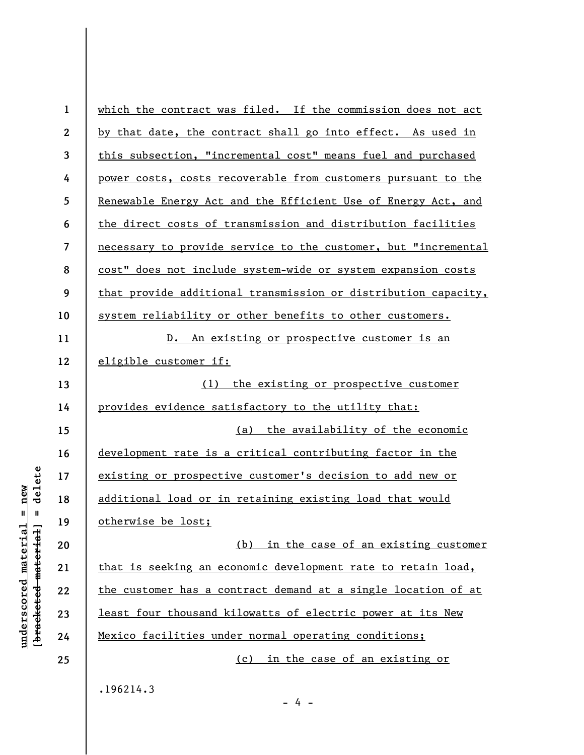which the contract was filed. If the commission does not act by that date, the contract shall go into effect. As used in this subsection, "incremental cost" means fuel and purchased power costs, costs recoverable from customers pursuant to the Renewable Energy Act and the Efficient Use of Energy Act, and the direct costs of transmission and distribution facilities necessary to provide service to the customer, but "incremental cost" does not include system-wide or system expansion costs that provide additional transmission or distribution capacity, system reliability or other benefits to other customers.

D. An existing or prospective customer is an eligible customer if:

(1) the existing or prospective customer provides evidence satisfactory to the utility that:

(a) the availability of the economic development rate is a critical contributing factor in the existing or prospective customer's decision to add new or additional load or in retaining existing load that would otherwise be lost;

(b) in the case of an existing customer that is seeking an economic development rate to retain load, the customer has a contract demand at a single location of at least four thousand kilowatts of electric power at its New Mexico facilities under normal operating conditions;

(c) in the case of an existing or

.196214.3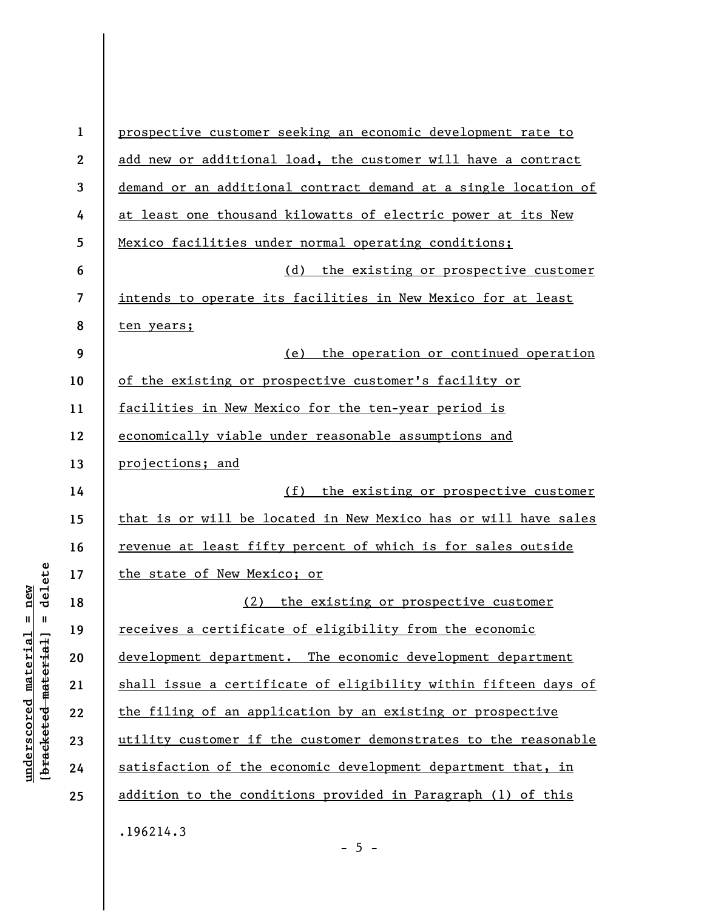prospective customer seeking an economic development rate to add new or additional load, the customer will have a contract demand or an additional contract demand at a single location of at least one thousand kilowatts of electric power at its New Mexico facilities under normal operating conditions;

(d) the existing or prospective customer intends to operate its facilities in New Mexico for at least ten years;

(e) the operation or continued operation of the existing or prospective customer's facility or facilities in New Mexico for the ten-year period is economically viable under reasonable assumptions and projections; and

(f) the existing or prospective customer that is or will be located in New Mexico has or will have sales revenue at least fifty percent of which is for sales outside the state of New Mexico; or

(2) the existing or prospective customer receives a certificate of eligibility from the economic development department. The economic development department shall issue a certificate of eligibility within fifteen days of the filing of an application by an existing or prospective utility customer if the customer demonstrates to the reasonable satisfaction of the economic development department that, in addition to the conditions provided in Paragraph (1) of this

.196214.3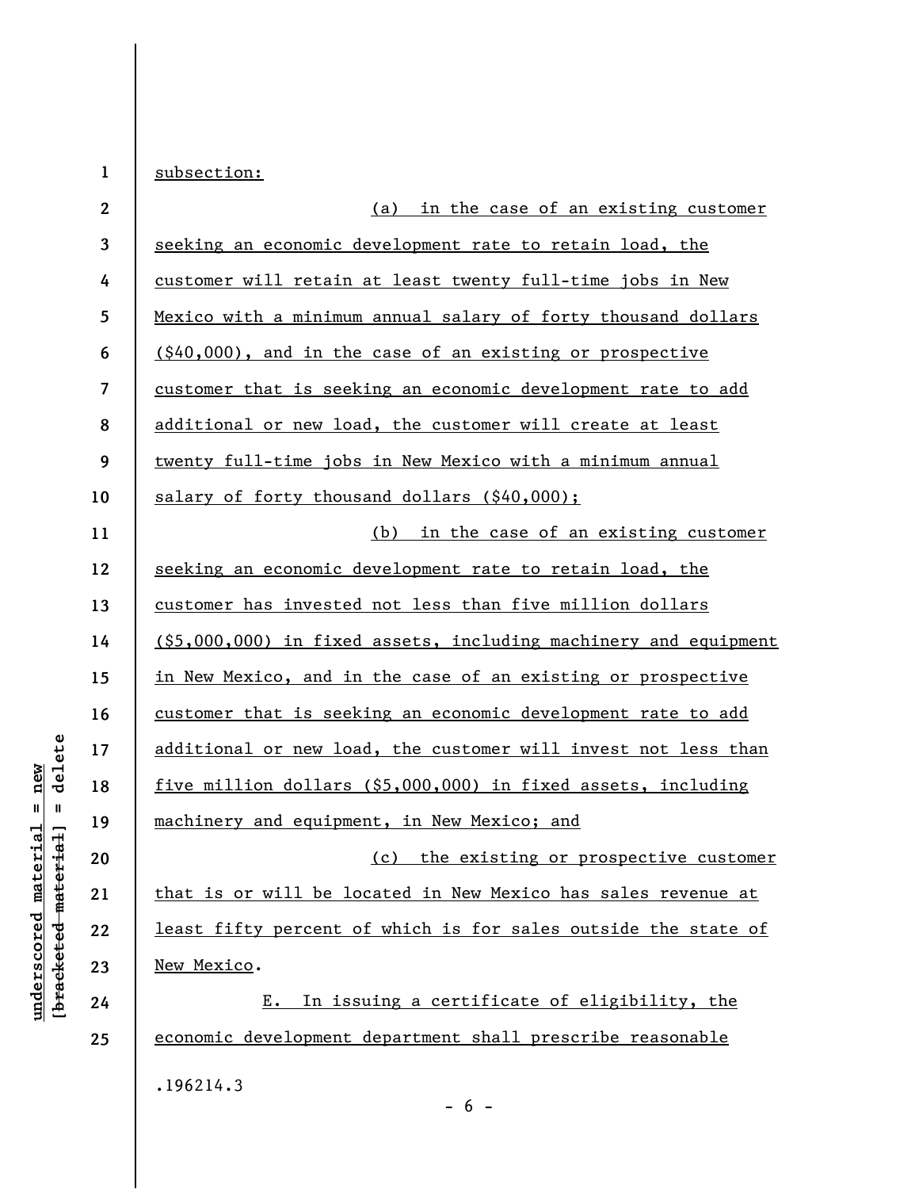subsection:

(a) in the case of an existing customer seeking an economic development rate to retain load, the customer will retain at least twenty full-time jobs in New Mexico with a minimum annual salary of forty thousand dollars ($40,000), and in the case of an existing or prospective customer that is seeking an economic development rate to add additional or new load, the customer will create at least twenty full-time jobs in New Mexico with a minimum annual salary of forty thousand dollars ($40,000);

(b) in the case of an existing customer seeking an economic development rate to retain load, the customer has invested not less than five million dollars ($5,000,000) in fixed assets, including machinery and equipment in New Mexico, and in the case of an existing or prospective customer that is seeking an economic development rate to add additional or new load, the customer will invest not less than five million dollars ($5,000,000) in fixed assets, including machinery and equipment, in New Mexico; and

(c) the existing or prospective customer that is or will be located in New Mexico has sales revenue at least fifty percent of which is for sales outside the state of New Mexico.

E. In issuing a certificate of eligibility, the economic development department shall prescribe reasonable

.196214.3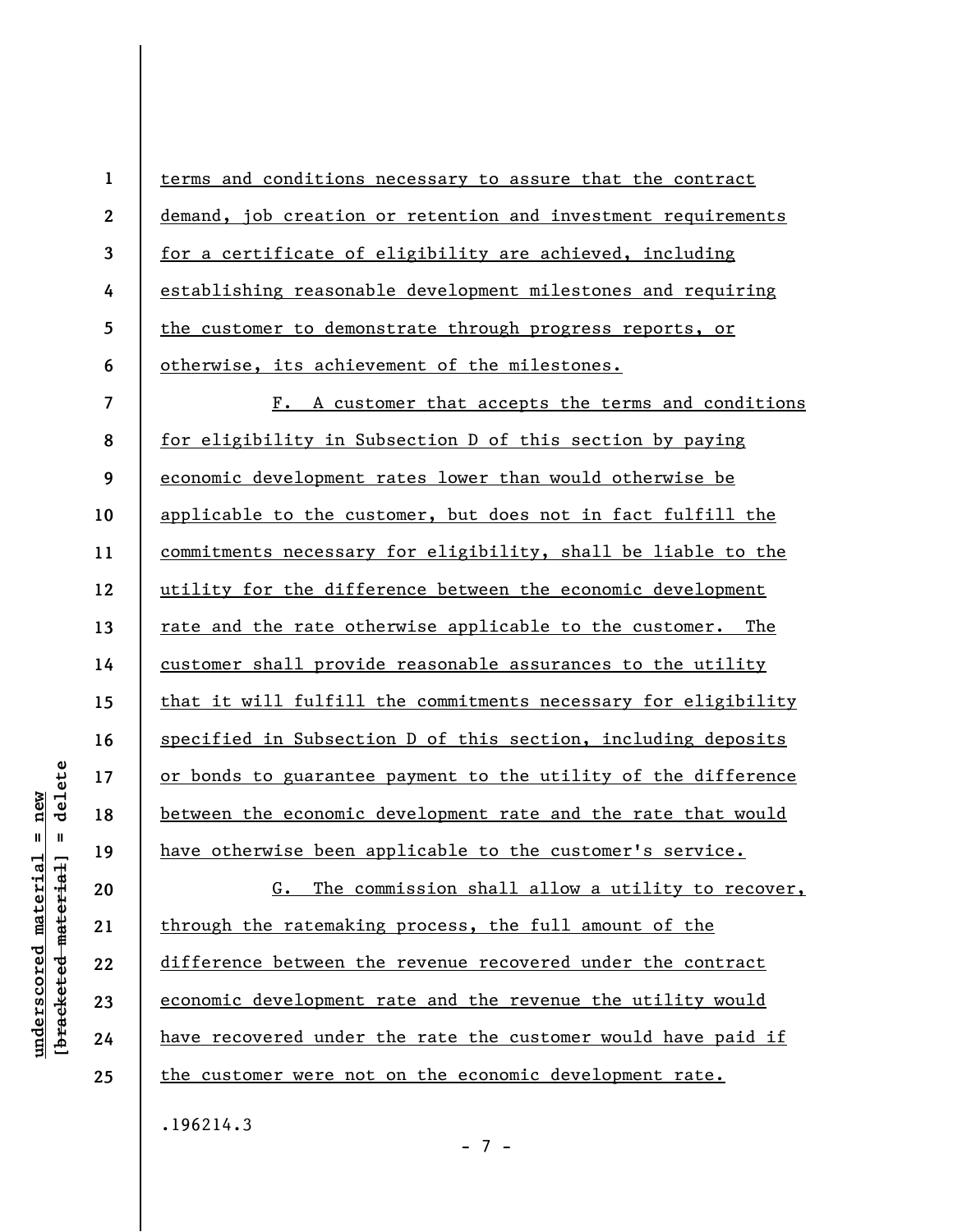terms and conditions necessary to assure that the contract demand, job creation or retention and investment requirements for a certificate of eligibility are achieved, including establishing reasonable development milestones and requiring the customer to demonstrate through progress reports, or otherwise, its achievement of the milestones.

F. A customer that accepts the terms and conditions for eligibility in Subsection D of this section by paying economic development rates lower than would otherwise be applicable to the customer, but does not in fact fulfill the commitments necessary for eligibility, shall be liable to the utility for the difference between the economic development rate and the rate otherwise applicable to the customer. The customer shall provide reasonable assurances to the utility that it will fulfill the commitments necessary for eligibility specified in Subsection D of this section, including deposits or bonds to guarantee payment to the utility of the difference between the economic development rate and the rate that would have otherwise been applicable to the customer's service.

G. The commission shall allow a utility to recover, through the ratemaking process, the full amount of the difference between the revenue recovered under the contract economic development rate and the revenue the utility would have recovered under the rate the customer would have paid if the customer were not on the economic development rate.

.196214.3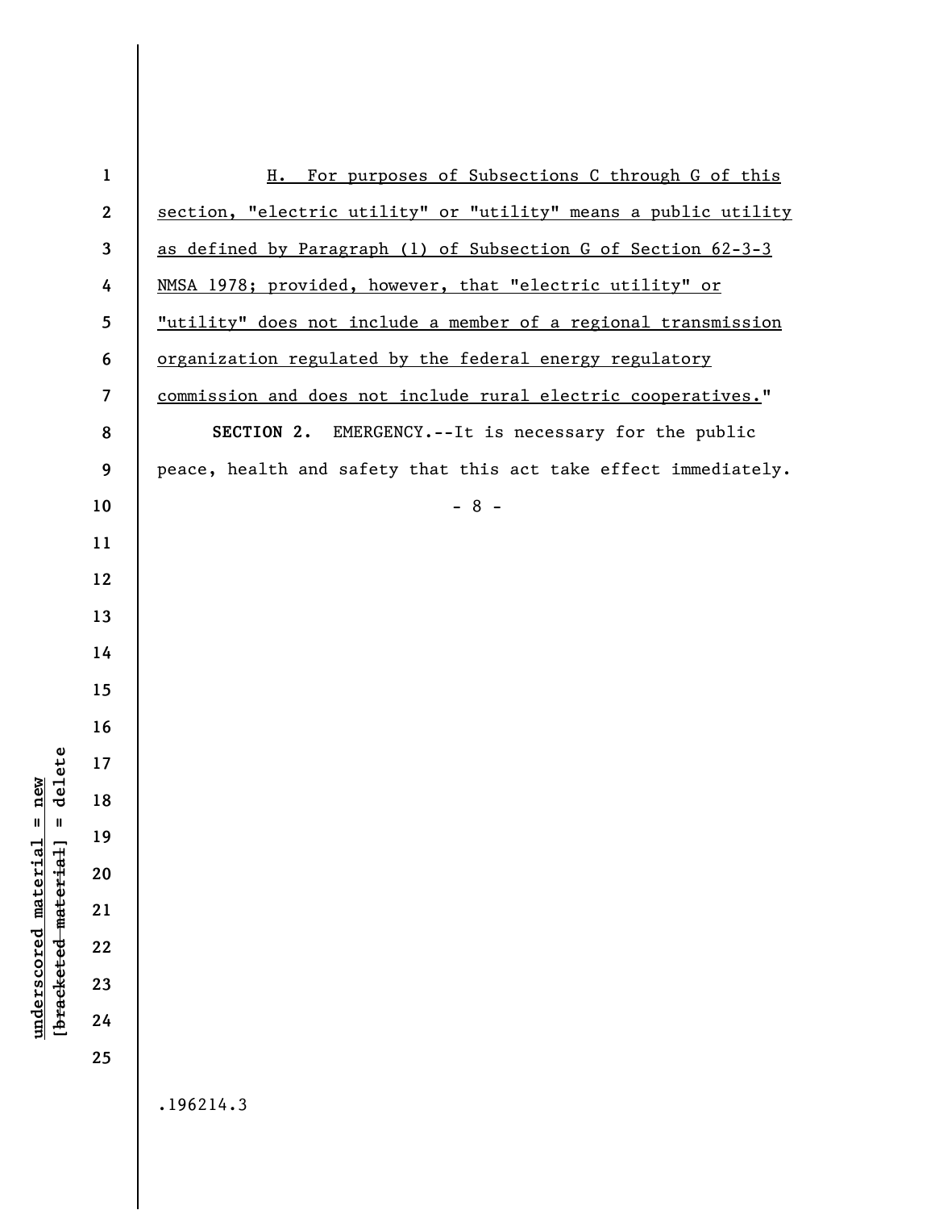H. For purposes of Subsections C through G of this section, "electric utility" or "utility" means a public utility as defined by Paragraph (1) of Subsection G of Section 62-3-3 NMSA 1978; provided, however, that "electric utility" or "utility" does not include a member of a regional transmission organization regulated by the federal energy regulatory commission and does not include rural electric cooperatives."

**SECTION 2.** EMERGENCY.--It is necessary for the public peace, health and safety that this act take effect immediately.

.196214.3